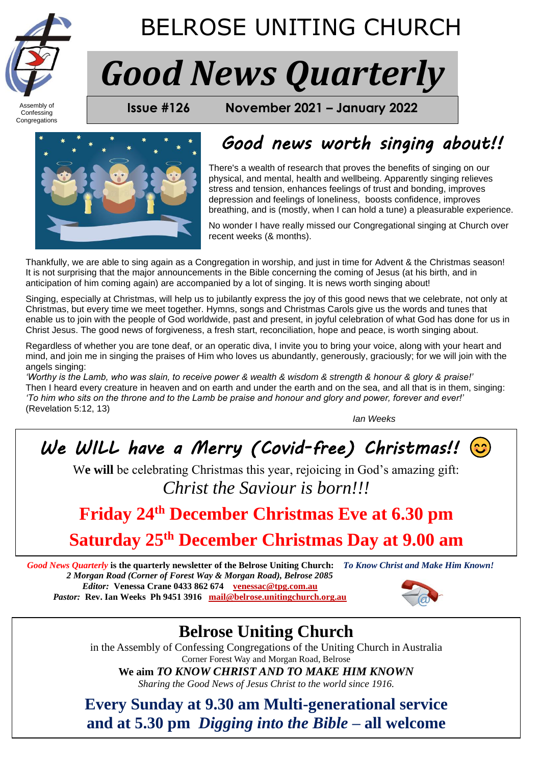Assembly of Confessing Congregations

# BELROSE UNITING CHURCH

# *Good News Quarterly*

**Issue #126 November 2021 – January 2022**

## *Good news worth singing about!!*

There's a wealth of research that proves the benefits of singing on our physical, and mental, health and wellbeing. Apparently singing relieves stress and tension, enhances feelings of trust and bonding, improves depression and feelings of loneliness, boosts confidence, improves breathing, and is (mostly, when I can hold a tune) a pleasurable experience.

No wonder I have really missed our Congregational singing at Church over recent weeks (& months).

Thankfully, we are able to sing again as a Congregation in worship, and just in time for Advent & the Christmas season! It is not surprising that the major announcements in the Bible concerning the coming of Jesus (at his birth, and in anticipation of him coming again) are accompanied by a lot of singing. It is news worth singing about!

Singing, especially at Christmas, will help us to jubilantly express the joy of this good news that we celebrate, not only at Christmas, but every time we meet together. Hymns, songs and Christmas Carols give us the words and tunes that enable us to join with the people of God worldwide, past and present, in joyful celebration of what God has done for us in Christ Jesus. The good news of forgiveness, a fresh start, reconciliation, hope and peace, is worth singing about.

Regardless of whether you are tone deaf, or an operatic diva, I invite you to bring your voice, along with your heart and mind, and join me in singing the praises of Him who loves us abundantly, generously, graciously; for we will join with the angels singing:
*'Worthy is the Lamb, who was slain, to receive power & wealth & wisdom & strength & honour & glory & praise!'*
Then I heard every creature in heaven and on earth and under the earth and on the sea, and all that is in them, singing:
*'To him who sits on the throne and to the Lamb be praise and honour and glory and power, forever and ever!'*
(Revelation 5:12, 13)

*Ian Weeks*

## *We WILL have a Merry (Covid-free) Christmas!!* 😊

We **will** be celebrating Christmas this year, rejoicing in God's amazing gift:
*Christ the Saviour is born!!!*

**Friday 24th December Christmas Eve at 6.30 pm**

**Saturday 25th December Christmas Day at 9.00 am**

***Good News Quarterly* is the quarterly newsletter of the Belrose Uniting Church:** ***To Know Christ and Make Him Known!***
***2 Morgan Road (Corner of Forest Way & Morgan Road), Belrose 2085***
***Editor:*** **Venessa Crane 0433 862 674 venessac@tpg.com.au**
***Pastor:*** **Rev. Ian Weeks Ph 9451 3916 mail@belrose.unitingchurch.org.au**

## Belrose Uniting Church

in the Assembly of Confessing Congregations of the Uniting Church in Australia
Corner Forest Way and Morgan Road, Belrose
**We aim** ***TO KNOW CHRIST AND TO MAKE HIM KNOWN***
*Sharing the Good News of Jesus Christ to the world since 1916.*

**Every Sunday at 9.30 am Multi-generational service and at 5.30 pm *Digging into the Bible* – all welcome**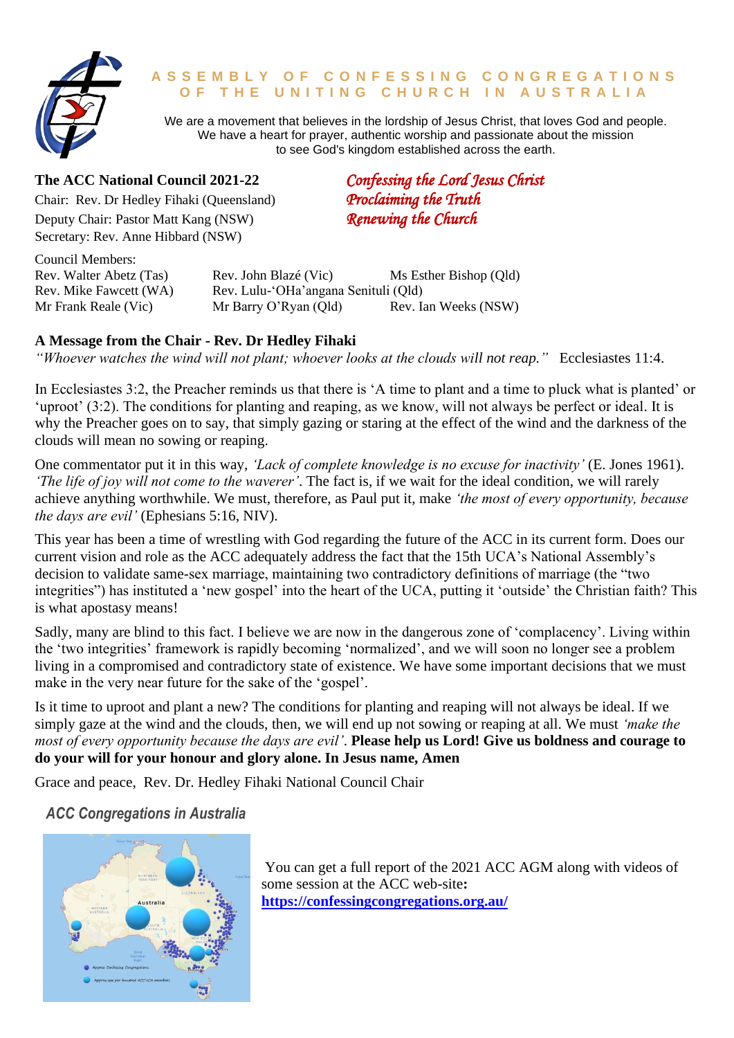# ASSEMBLY OF CONFESSING CONGREGATIONS OF THE UNITING CHURCH IN AUSTRALIA

We are a movement that believes in the lordship of Jesus Christ, that loves God and people. We have a heart for prayer, authentic worship and passionate about the mission to see God's kingdom established across the earth.

*Confessing the Lord Jesus Christ*
*Proclaiming the Truth*
*Renewing the Church*

**The ACC National Council 2021-22**

Chair: Rev. Dr Hedley Fihaki (Queensland)
Deputy Chair: Pastor Matt Kang (NSW)
Secretary: Rev. Anne Hibbard (NSW)

Council Members:

Rev. Walter Abetz (Tas)
Rev. John Blazé (Vic)
Ms Esther Bishop (Qld)
Rev. Mike Fawcett (WA)
Rev. Lulu-'OHa'angana Senituli (Qld)
Mr Frank Reale (Vic)
Mr Barry O'Ryan (Qld)
Rev. Ian Weeks (NSW)

## A Message from the Chair - Rev. Dr Hedley Fihaki

*"Whoever watches the wind will not plant; whoever looks at the clouds will not reap."* Ecclesiastes 11:4.

In Ecclesiastes 3:2, the Preacher reminds us that there is 'A time to plant and a time to pluck what is planted' or 'uproot' (3:2). The conditions for planting and reaping, as we know, will not always be perfect or ideal. It is why the Preacher goes on to say, that simply gazing or staring at the effect of the wind and the darkness of the clouds will mean no sowing or reaping.

One commentator put it in this way, *'Lack of complete knowledge is no excuse for inactivity'* (E. Jones 1961). *'The life of joy will not come to the waverer'*. The fact is, if we wait for the ideal condition, we will rarely achieve anything worthwhile. We must, therefore, as Paul put it, make *'the most of every opportunity, because the days are evil'* (Ephesians 5:16, NIV).

This year has been a time of wrestling with God regarding the future of the ACC in its current form. Does our current vision and role as the ACC adequately address the fact that the 15th UCA's National Assembly's decision to validate same-sex marriage, maintaining two contradictory definitions of marriage (the "two integrities") has instituted a 'new gospel' into the heart of the UCA, putting it 'outside' the Christian faith? This is what apostasy means!

Sadly, many are blind to this fact. I believe we are now in the dangerous zone of 'complacency'. Living within the 'two integrities' framework is rapidly becoming 'normalized', and we will soon no longer see a problem living in a compromised and contradictory state of existence. We have some important decisions that we must make in the very near future for the sake of the 'gospel'.

Is it time to uproot and plant a new? The conditions for planting and reaping will not always be ideal. If we simply gaze at the wind and the clouds, then, we will end up not sowing or reaping at all. We must *'make the most of every opportunity because the days are evil'*. **Please help us Lord! Give us boldness and courage to do your will for your honour and glory alone. In Jesus name, Amen**

Grace and peace, Rev. Dr. Hedley Fihaki National Council Chair

### *ACC Congregations in Australia*

You can get a full report of the 2021 ACC AGM along with videos of some session at the ACC web-site**:** **https://confessingcongregations.org.au/**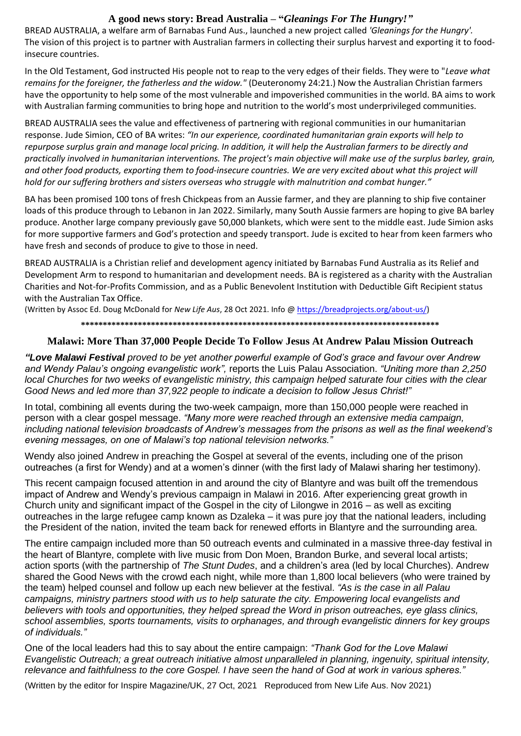## A good news story: Bread Australia – "*Gleanings For The Hungry!*"

BREAD AUSTRALIA, a welfare arm of Barnabas Fund Aus., launched a new project called *'Gleanings for the Hungry'.* The vision of this project is to partner with Australian farmers in collecting their surplus harvest and exporting it to food-insecure countries.

In the Old Testament, God instructed His people not to reap to the very edges of their fields. They were to "*Leave what remains for the foreigner, the fatherless and the widow."* (Deuteronomy 24:21.) Now the Australian Christian farmers have the opportunity to help some of the most vulnerable and impoverished communities in the world. BA aims to work with Australian farming communities to bring hope and nutrition to the world's most underprivileged communities.

BREAD AUSTRALIA sees the value and effectiveness of partnering with regional communities in our humanitarian response. Jude Simion, CEO of BA writes: *"In our experience, coordinated humanitarian grain exports will help to repurpose surplus grain and manage local pricing. In addition, it will help the Australian farmers to be directly and practically involved in humanitarian interventions. The project's main objective will make use of the surplus barley, grain, and other food products, exporting them to food-insecure countries. We are very excited about what this project will hold for our suffering brothers and sisters overseas who struggle with malnutrition and combat hunger."*

BA has been promised 100 tons of fresh Chickpeas from an Aussie farmer, and they are planning to ship five container loads of this produce through to Lebanon in Jan 2022. Similarly, many South Aussie farmers are hoping to give BA barley produce. Another large company previously gave 50,000 blankets, which were sent to the middle east. Jude Simion asks for more supportive farmers and God's protection and speedy transport. Jude is excited to hear from keen farmers who have fresh and seconds of produce to give to those in need.

BREAD AUSTRALIA is a Christian relief and development agency initiated by Barnabas Fund Australia as its Relief and Development Arm to respond to humanitarian and development needs. BA is registered as a charity with the Australian Charities and Not-for-Profits Commission, and as a Public Benevolent Institution with Deductible Gift Recipient status with the Australian Tax Office.

(Written by Assoc Ed. Doug McDonald for *New Life Aus*, 28 Oct 2021. Info @ https://breadprojects.org/about-us/)

***************************************************************************************

## Malawi: More Than 37,000 People Decide To Follow Jesus At Andrew Palau Mission Outreach

***"Love Malawi Festival** proved to be yet another powerful example of God's grace and favour over Andrew and Wendy Palau's ongoing evangelistic work",* reports the Luis Palau Association. *"Uniting more than 2,250 local Churches for two weeks of evangelistic ministry, this campaign helped saturate four cities with the clear Good News and led more than 37,922 people to indicate a decision to follow Jesus Christ!"*

In total, combining all events during the two-week campaign, more than 150,000 people were reached in person with a clear gospel message. *"Many more were reached through an extensive media campaign, including national television broadcasts of Andrew's messages from the prisons as well as the final weekend's evening messages, on one of Malawi's top national television networks."*

Wendy also joined Andrew in preaching the Gospel at several of the events, including one of the prison outreaches (a first for Wendy) and at a women's dinner (with the first lady of Malawi sharing her testimony).

This recent campaign focused attention in and around the city of Blantyre and was built off the tremendous impact of Andrew and Wendy's previous campaign in Malawi in 2016. After experiencing great growth in Church unity and significant impact of the Gospel in the city of Lilongwe in 2016 – as well as exciting outreaches in the large refugee camp known as Dzaleka – it was pure joy that the national leaders, including the President of the nation, invited the team back for renewed efforts in Blantyre and the surrounding area.

The entire campaign included more than 50 outreach events and culminated in a massive three-day festival in the heart of Blantyre, complete with live music from Don Moen, Brandon Burke, and several local artists; action sports (with the partnership of *The Stunt Dudes*, and a children's area (led by local Churches). Andrew shared the Good News with the crowd each night, while more than 1,800 local believers (who were trained by the team) helped counsel and follow up each new believer at the festival. *"As is the case in all Palau campaigns, ministry partners stood with us to help saturate the city. Empowering local evangelists and believers with tools and opportunities, they helped spread the Word in prison outreaches, eye glass clinics, school assemblies, sports tournaments, visits to orphanages, and through evangelistic dinners for key groups of individuals."*

One of the local leaders had this to say about the entire campaign: *"Thank God for the Love Malawi Evangelistic Outreach; a great outreach initiative almost unparalleled in planning, ingenuity, spiritual intensity, relevance and faithfulness to the core Gospel. I have seen the hand of God at work in various spheres."*

(Written by the editor for Inspire Magazine/UK, 27 Oct, 2021 Reproduced from New Life Aus. Nov 2021)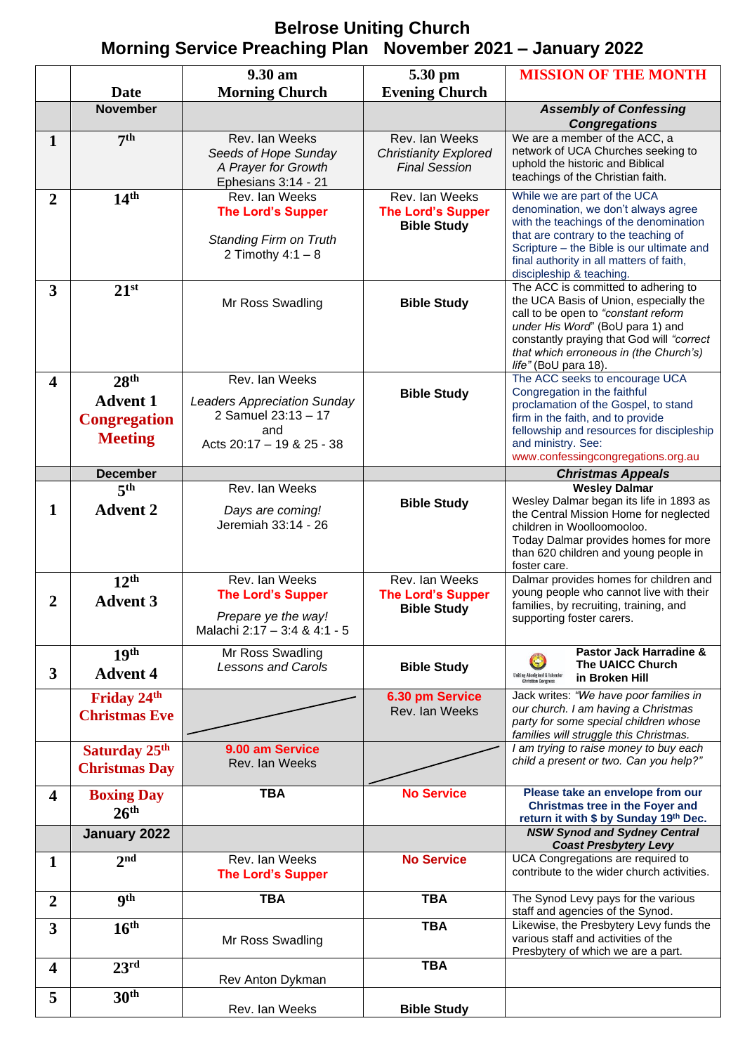# Belrose Uniting Church
## Morning Service Preaching Plan November 2021 – January 2022

| | Date | 9.30 am Morning Church | 5.30 pm Evening Church | MISSION OF THE MONTH |
|---|---|---|---|---|
| | **November** | | | ***Assembly of Confessing Congregations*** |
| **1** | **7th** | Rev. Ian Weeks *Seeds of Hope Sunday* *A Prayer for Growth* Ephesians 3:14 - 21 | Rev. Ian Weeks *Christianity Explored* *Final Session* | We are a member of the ACC, a network of UCA Churches seeking to uphold the historic and Biblical teachings of the Christian faith. |
| **2** | **14th** | Rev. Ian Weeks **The Lord's Supper** *Standing Firm on Truth* 2 Timothy 4:1 – 8 | Rev. Ian Weeks **The Lord's Supper** **Bible Study** | While we are part of the UCA denomination, we don't always agree with the teachings of the denomination that are contrary to the teaching of Scripture – the Bible is our ultimate and final authority in all matters of faith, discipleship & teaching. |
| **3** | **21st** | Mr Ross Swadling | **Bible Study** | The ACC is committed to adhering to the UCA Basis of Union, especially the call to be open to *"constant reform under His Word"* (BoU para 1) and constantly praying that God will *"correct that which erroneous in (the Church's) life"* (BoU para 18). |
| **4** | **28th Advent 1** **Congregation Meeting** | Rev. Ian Weeks *Leaders Appreciation Sunday* 2 Samuel 23:13 – 17 and Acts 20:17 – 19 & 25 - 38 | **Bible Study** | The ACC seeks to encourage UCA Congregation in the faithful proclamation of the Gospel, to stand firm in the faith, and to provide fellowship and resources for discipleship and ministry. See: www.confessingcongregations.org.au |
| | **December** | | | ***Christmas Appeals*** |
| **1** | **5th Advent 2** | Rev. Ian Weeks *Days are coming!* Jeremiah 33:14 - 26 | **Bible Study** | **Wesley Dalmar** Wesley Dalmar began its life in 1893 as the Central Mission Home for neglected children in Woolloomooloo. Today Dalmar provides homes for more than 620 children and young people in foster care. |
| **2** | **12th Advent 3** | Rev. Ian Weeks **The Lord's Supper** *Prepare ye the way!* Malachi 2:17 – 3:4 & 4:1 - 5 | Rev. Ian Weeks **The Lord's Supper** **Bible Study** | Dalmar provides homes for children and young people who cannot live with their families, by recruiting, training, and supporting foster carers. |
| **3** | **19th Advent 4** | Mr Ross Swadling *Lessons and Carols* | **Bible Study** | **Pastor Jack Harradine & The UAICC Church in Broken Hill** |
| | **Friday 24th Christmas Eve** | | **6.30 pm Service** Rev. Ian Weeks | Jack writes: *"We have poor families in our church. I am having a Christmas party for some special children whose families will struggle this Christmas.* |
| | **Saturday 25th Christmas Day** | **9.00 am Service** Rev. Ian Weeks | | *I am trying to raise money to buy each child a present or two. Can you help?"* |
| **4** | **Boxing Day 26th** | **TBA** | **No Service** | **Please take an envelope from our Christmas tree in the Foyer and return it with $ by Sunday 19th Dec.** |
| | **January 2022** | | | ***NSW Synod and Sydney Central Coast Presbytery Levy*** |
| **1** | **2nd** | Rev. Ian Weeks **The Lord's Supper** | **No Service** | UCA Congregations are required to contribute to the wider church activities. |
| **2** | **9th** | **TBA** | **TBA** | The Synod Levy pays for the various staff and agencies of the Synod. |
| **3** | **16th** | Mr Ross Swadling | **TBA** | Likewise, the Presbytery Levy funds the various staff and activities of the Presbytery of which we are a part. |
| **4** | **23rd** | Rev Anton Dykman | **TBA** | |
| **5** | **30th** | Rev. Ian Weeks | **Bible Study** | |